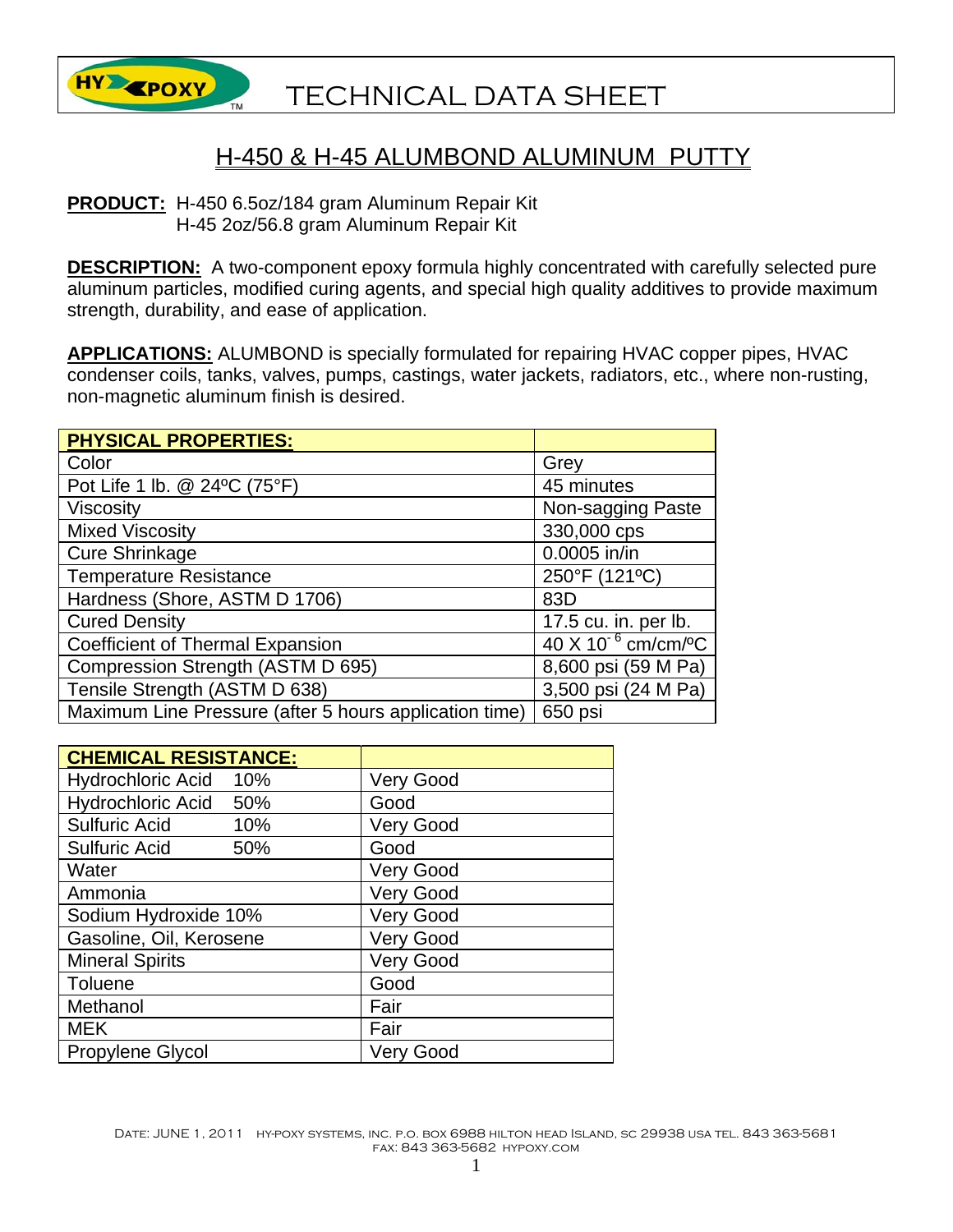# TECHNICAL DATA SHEET

## H-450 & H-45 ALUMBOND ALUMINUM PUTTY

**PRODUCT:** H-450 6.5oz/184 gram Aluminum Repair Kit
H-45 2oz/56.8 gram Aluminum Repair Kit

**DESCRIPTION:** A two-component epoxy formula highly concentrated with carefully selected pure aluminum particles, modified curing agents, and special high quality additives to provide maximum strength, durability, and ease of application.

**APPLICATIONS:** ALUMBOND is specially formulated for repairing HVAC copper pipes, HVAC condenser coils, tanks, valves, pumps, castings, water jackets, radiators, etc., where non-rusting, non-magnetic aluminum finish is desired.

| PHYSICAL PROPERTIES: | |
|---|---|
| Color | Grey |
| Pot Life 1 lb. @ 24ºC (75°F) | 45 minutes |
| Viscosity | Non-sagging Paste |
| Mixed Viscosity | 330,000 cps |
| Cure Shrinkage | 0.0005 in/in |
| Temperature Resistance | 250°F (121ºC) |
| Hardness (Shore, ASTM D 1706) | 83D |
| Cured Density | 17.5 cu. in. per lb. |
| Coefficient of Thermal Expansion | 40 X $10^{-6}$ cm/cm/ºC |
| Compression Strength (ASTM D 695) | 8,600 psi (59 M Pa) |
| Tensile Strength (ASTM D 638) | 3,500 psi (24 M Pa) |
| Maximum Line Pressure (after 5 hours application time) | 650 psi |

| CHEMICAL RESISTANCE: | |
|---|---|
| Hydrochloric Acid 10% | Very Good |
| Hydrochloric Acid 50% | Good |
| Sulfuric Acid 10% | Very Good |
| Sulfuric Acid 50% | Good |
| Water | Very Good |
| Ammonia | Very Good |
| Sodium Hydroxide 10% | Very Good |
| Gasoline, Oil, Kerosene | Very Good |
| Mineral Spirits | Very Good |
| Toluene | Good |
| Methanol | Fair |
| MEK | Fair |
| Propylene Glycol | Very Good |

DATE: JUNE 1, 2011 HY-POXY SYSTEMS, INC. P.O. BOX 6988 HILTON HEAD ISLAND, SC 29938 USA TEL. 843 363-5681 FAX: 843 363-5682 HYPOXY.COM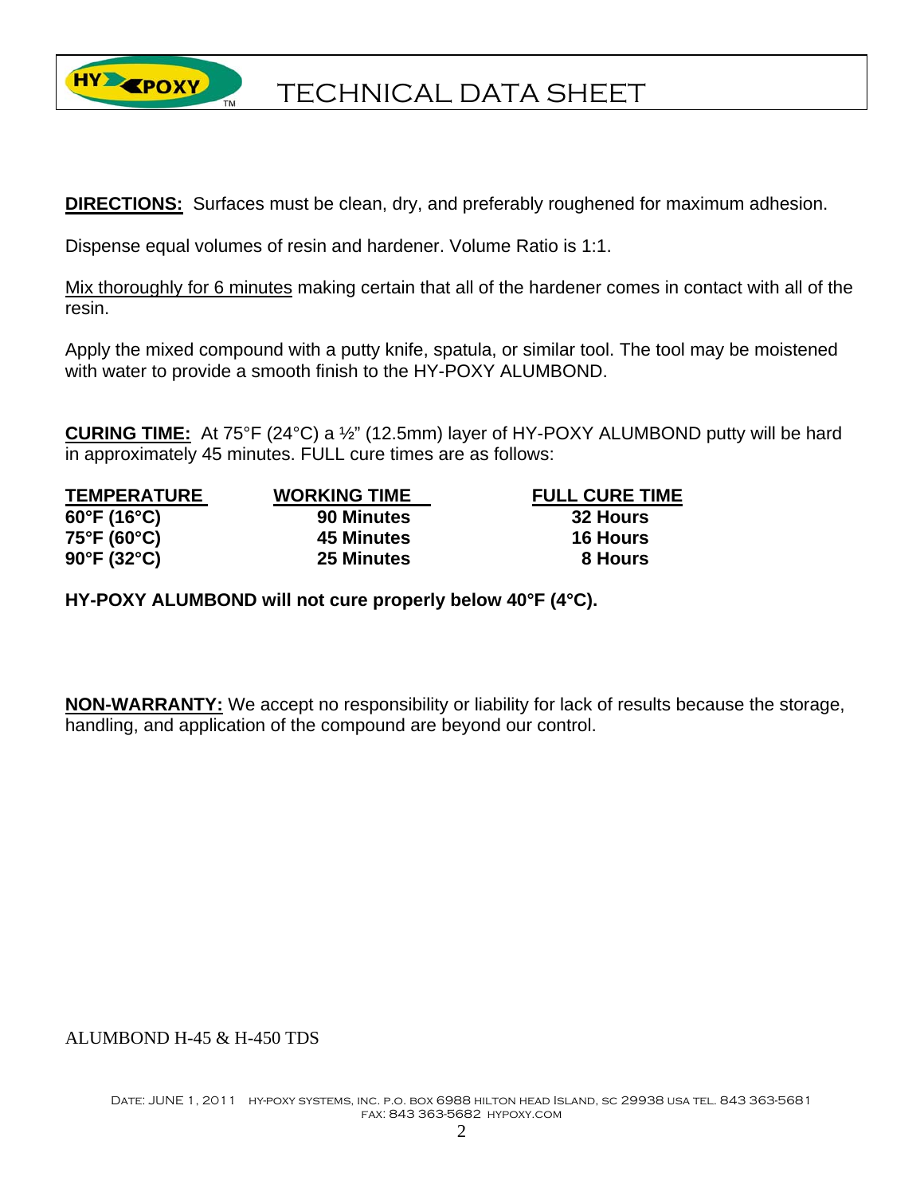**DIRECTIONS:** Surfaces must be clean, dry, and preferably roughened for maximum adhesion.

Dispense equal volumes of resin and hardener. Volume Ratio is 1:1.

Mix thoroughly for 6 minutes making certain that all of the hardener comes in contact with all of the resin.

Apply the mixed compound with a putty knife, spatula, or similar tool. The tool may be moistened with water to provide a smooth finish to the HY-POXY ALUMBOND.

**CURING TIME:** At 75°F (24°C) a ½" (12.5mm) layer of HY-POXY ALUMBOND putty will be hard in approximately 45 minutes. FULL cure times are as follows:

| TEMPERATURE | WORKING TIME | FULL CURE TIME |
|---|---|---|
| **60°F (16°C)** | **90 Minutes** | **32 Hours** |
| **75°F (60°C)** | **45 Minutes** | **16 Hours** |
| **90°F (32°C)** | **25 Minutes** | **8 Hours** |

**HY-POXY ALUMBOND will not cure properly below 40°F (4°C).**

**NON-WARRANTY:** We accept no responsibility or liability for lack of results because the storage, handling, and application of the compound are beyond our control.

ALUMBOND H-45 & H-450 TDS

Date: JUNE 1, 2011 HY-POXY SYSTEMS, INC. P.O. BOX 6988 HILTON HEAD ISLAND, SC 29938 USA TEL. 843 363-5681 FAX: 843 363-5682 HYPOXY.COM